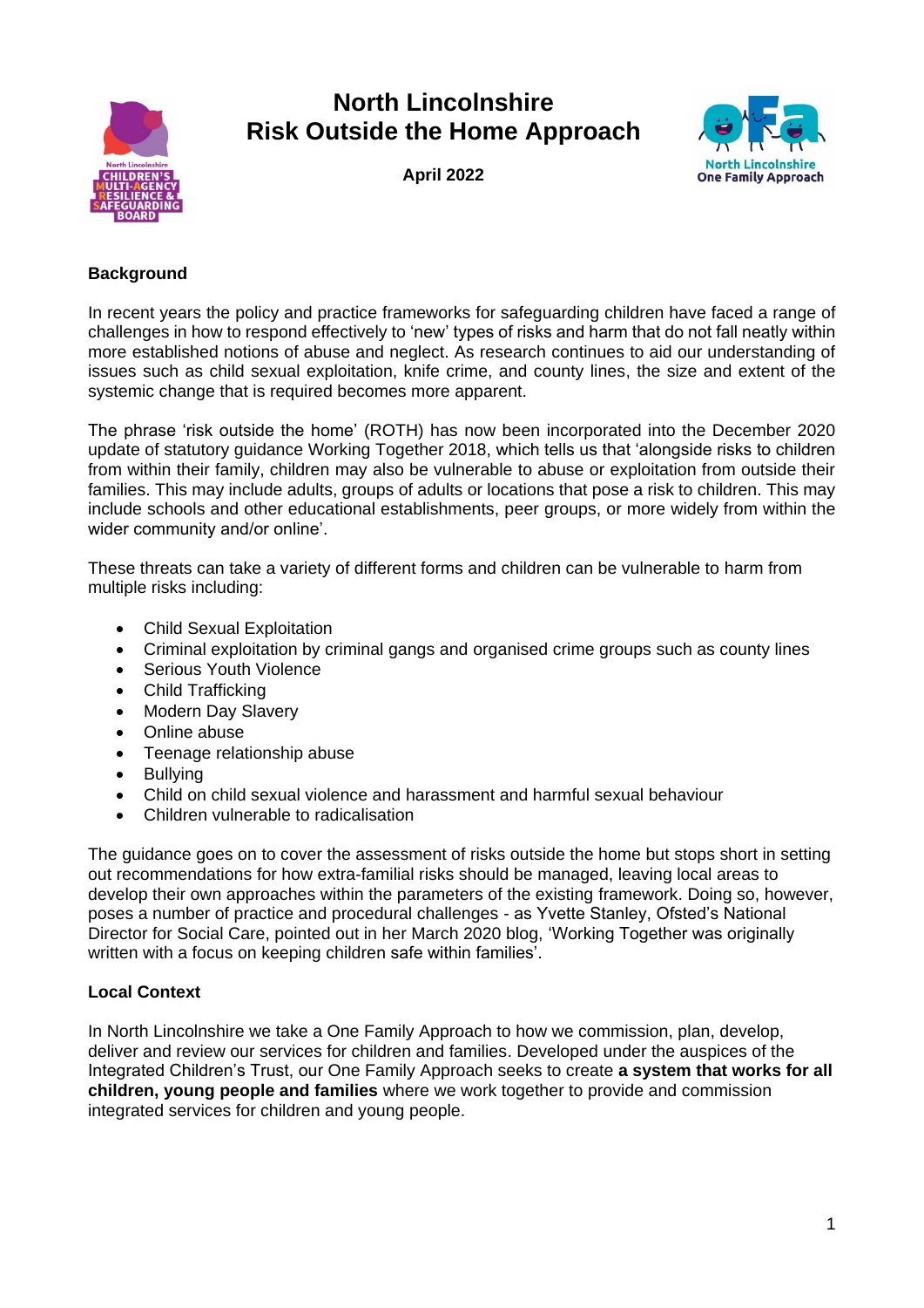# North Lincolnshire
# Risk Outside the Home Approach

**April 2022**

## Background

In recent years the policy and practice frameworks for safeguarding children have faced a range of challenges in how to respond effectively to 'new' types of risks and harm that do not fall neatly within more established notions of abuse and neglect. As research continues to aid our understanding of issues such as child sexual exploitation, knife crime, and county lines, the size and extent of the systemic change that is required becomes more apparent.

The phrase 'risk outside the home' (ROTH) has now been incorporated into the December 2020 update of statutory guidance Working Together 2018, which tells us that 'alongside risks to children from within their family, children may also be vulnerable to abuse or exploitation from outside their families. This may include adults, groups of adults or locations that pose a risk to children. This may include schools and other educational establishments, peer groups, or more widely from within the wider community and/or online'.

These threats can take a variety of different forms and children can be vulnerable to harm from multiple risks including:

- Child Sexual Exploitation
- Criminal exploitation by criminal gangs and organised crime groups such as county lines
- Serious Youth Violence
- Child Trafficking
- Modern Day Slavery
- Online abuse
- Teenage relationship abuse
- Bullying
- Child on child sexual violence and harassment and harmful sexual behaviour
- Children vulnerable to radicalisation

The guidance goes on to cover the assessment of risks outside the home but stops short in setting out recommendations for how extra-familial risks should be managed, leaving local areas to develop their own approaches within the parameters of the existing framework. Doing so, however, poses a number of practice and procedural challenges - as Yvette Stanley, Ofsted's National Director for Social Care, pointed out in her March 2020 blog, 'Working Together was originally written with a focus on keeping children safe within families'.

## Local Context

In North Lincolnshire we take a One Family Approach to how we commission, plan, develop, deliver and review our services for children and families. Developed under the auspices of the Integrated Children's Trust, our One Family Approach seeks to create **a system that works for all children, young people and families** where we work together to provide and commission integrated services for children and young people.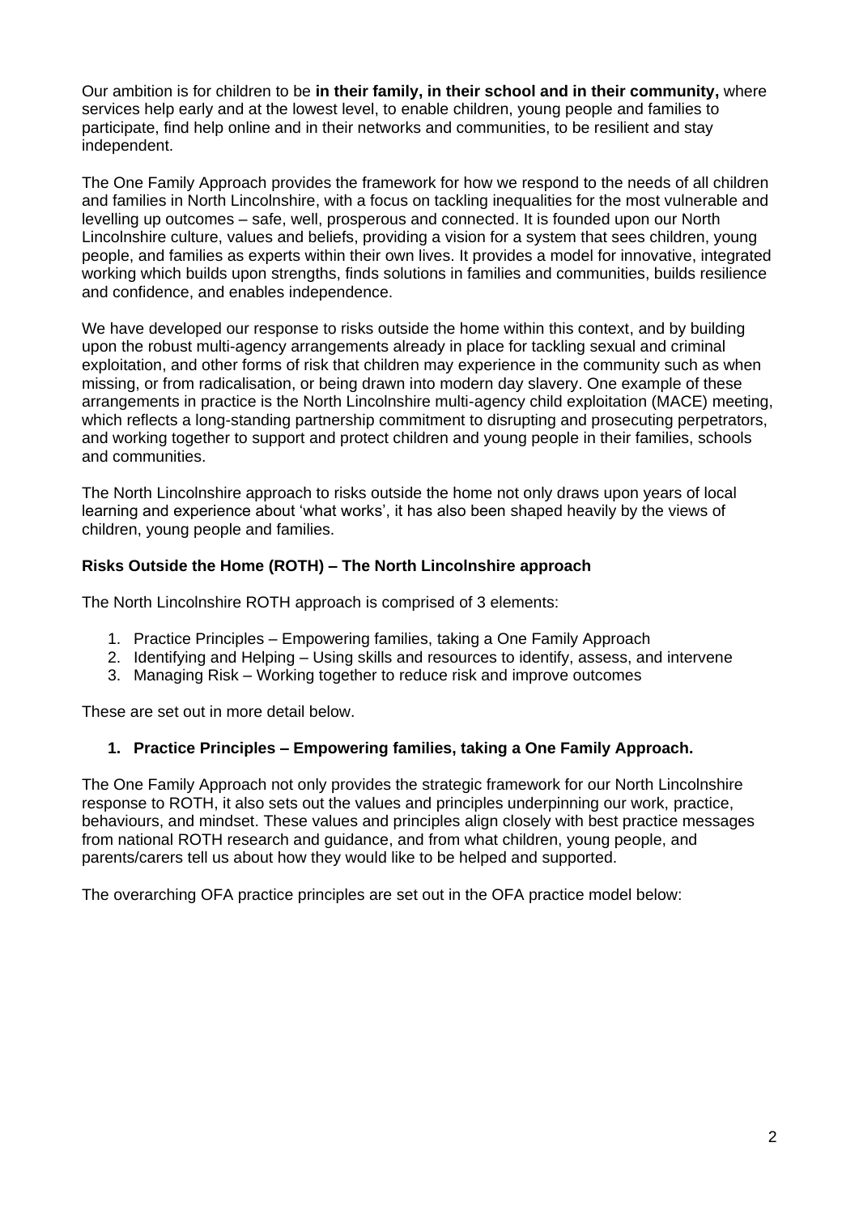Our ambition is for children to be **in their family, in their school and in their community,** where services help early and at the lowest level, to enable children, young people and families to participate, find help online and in their networks and communities, to be resilient and stay independent.

The One Family Approach provides the framework for how we respond to the needs of all children and families in North Lincolnshire, with a focus on tackling inequalities for the most vulnerable and levelling up outcomes – safe, well, prosperous and connected. It is founded upon our North Lincolnshire culture, values and beliefs, providing a vision for a system that sees children, young people, and families as experts within their own lives. It provides a model for innovative, integrated working which builds upon strengths, finds solutions in families and communities, builds resilience and confidence, and enables independence.

We have developed our response to risks outside the home within this context, and by building upon the robust multi-agency arrangements already in place for tackling sexual and criminal exploitation, and other forms of risk that children may experience in the community such as when missing, or from radicalisation, or being drawn into modern day slavery. One example of these arrangements in practice is the North Lincolnshire multi-agency child exploitation (MACE) meeting, which reflects a long-standing partnership commitment to disrupting and prosecuting perpetrators, and working together to support and protect children and young people in their families, schools and communities.

The North Lincolnshire approach to risks outside the home not only draws upon years of local learning and experience about 'what works', it has also been shaped heavily by the views of children, young people and families.

**Risks Outside the Home (ROTH) – The North Lincolnshire approach**

The North Lincolnshire ROTH approach is comprised of 3 elements:

1. Practice Principles – Empowering families, taking a One Family Approach
2. Identifying and Helping – Using skills and resources to identify, assess, and intervene
3. Managing Risk – Working together to reduce risk and improve outcomes

These are set out in more detail below.

**1. Practice Principles – Empowering families, taking a One Family Approach.**

The One Family Approach not only provides the strategic framework for our North Lincolnshire response to ROTH, it also sets out the values and principles underpinning our work, practice, behaviours, and mindset. These values and principles align closely with best practice messages from national ROTH research and guidance, and from what children, young people, and parents/carers tell us about how they would like to be helped and supported.

The overarching OFA practice principles are set out in the OFA practice model below: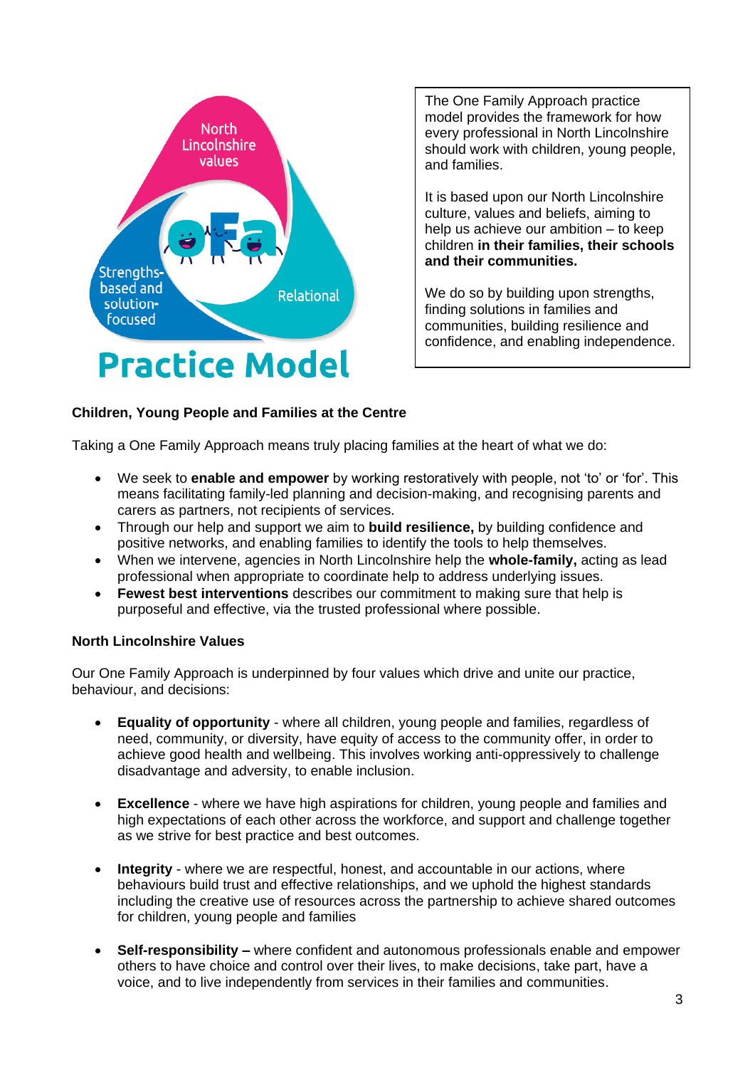North Lincolnshire values

Strengths-based and solution-focused

Relational

oFa

Practice Model

The One Family Approach practice model provides the framework for how every professional in North Lincolnshire should work with children, young people, and families.

It is based upon our North Lincolnshire culture, values and beliefs, aiming to help us achieve our ambition – to keep children **in their families, their schools and their communities.**

We do so by building upon strengths, finding solutions in families and communities, building resilience and confidence, and enabling independence.

### Children, Young People and Families at the Centre

Taking a One Family Approach means truly placing families at the heart of what we do:

- We seek to **enable and empower** by working restoratively with people, not 'to' or 'for'. This means facilitating family-led planning and decision-making, and recognising parents and carers as partners, not recipients of services.
- Through our help and support we aim to **build resilience,** by building confidence and positive networks, and enabling families to identify the tools to help themselves.
- When we intervene, agencies in North Lincolnshire help the **whole-family,** acting as lead professional when appropriate to coordinate help to address underlying issues.
- **Fewest best interventions** describes our commitment to making sure that help is purposeful and effective, via the trusted professional where possible.

### North Lincolnshire Values

Our One Family Approach is underpinned by four values which drive and unite our practice, behaviour, and decisions:

- **Equality of opportunity** - where all children, young people and families, regardless of need, community, or diversity, have equity of access to the community offer, in order to achieve good health and wellbeing. This involves working anti-oppressively to challenge disadvantage and adversity, to enable inclusion.

- **Excellence** - where we have high aspirations for children, young people and families and high expectations of each other across the workforce, and support and challenge together as we strive for best practice and best outcomes.

- **Integrity** - where we are respectful, honest, and accountable in our actions, where behaviours build trust and effective relationships, and we uphold the highest standards including the creative use of resources across the partnership to achieve shared outcomes for children, young people and families

- **Self-responsibility –** where confident and autonomous professionals enable and empower others to have choice and control over their lives, to make decisions, take part, have a voice, and to live independently from services in their families and communities.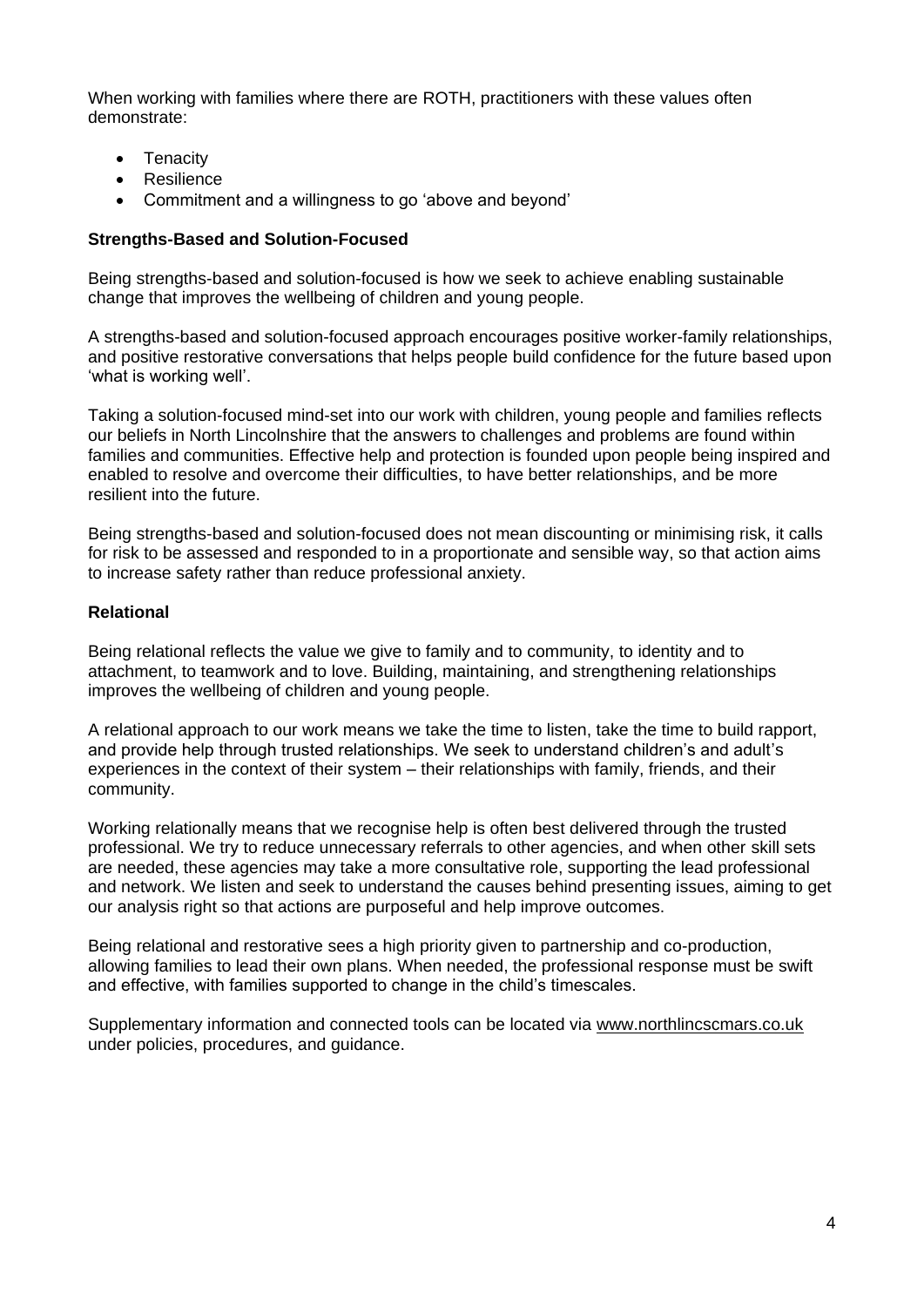When working with families where there are ROTH, practitioners with these values often demonstrate:

- Tenacity
- Resilience
- Commitment and a willingness to go 'above and beyond'

**Strengths-Based and Solution-Focused**

Being strengths-based and solution-focused is how we seek to achieve enabling sustainable change that improves the wellbeing of children and young people.

A strengths-based and solution-focused approach encourages positive worker-family relationships, and positive restorative conversations that helps people build confidence for the future based upon 'what is working well'.

Taking a solution-focused mind-set into our work with children, young people and families reflects our beliefs in North Lincolnshire that the answers to challenges and problems are found within families and communities. Effective help and protection is founded upon people being inspired and enabled to resolve and overcome their difficulties, to have better relationships, and be more resilient into the future.

Being strengths-based and solution-focused does not mean discounting or minimising risk, it calls for risk to be assessed and responded to in a proportionate and sensible way, so that action aims to increase safety rather than reduce professional anxiety.

**Relational**

Being relational reflects the value we give to family and to community, to identity and to attachment, to teamwork and to love. Building, maintaining, and strengthening relationships improves the wellbeing of children and young people.

A relational approach to our work means we take the time to listen, take the time to build rapport, and provide help through trusted relationships. We seek to understand children's and adult's experiences in the context of their system – their relationships with family, friends, and their community.

Working relationally means that we recognise help is often best delivered through the trusted professional. We try to reduce unnecessary referrals to other agencies, and when other skill sets are needed, these agencies may take a more consultative role, supporting the lead professional and network. We listen and seek to understand the causes behind presenting issues, aiming to get our analysis right so that actions are purposeful and help improve outcomes.

Being relational and restorative sees a high priority given to partnership and co-production, allowing families to lead their own plans. When needed, the professional response must be swift and effective, with families supported to change in the child's timescales.

Supplementary information and connected tools can be located via www.northlincscmars.co.uk under policies, procedures, and guidance.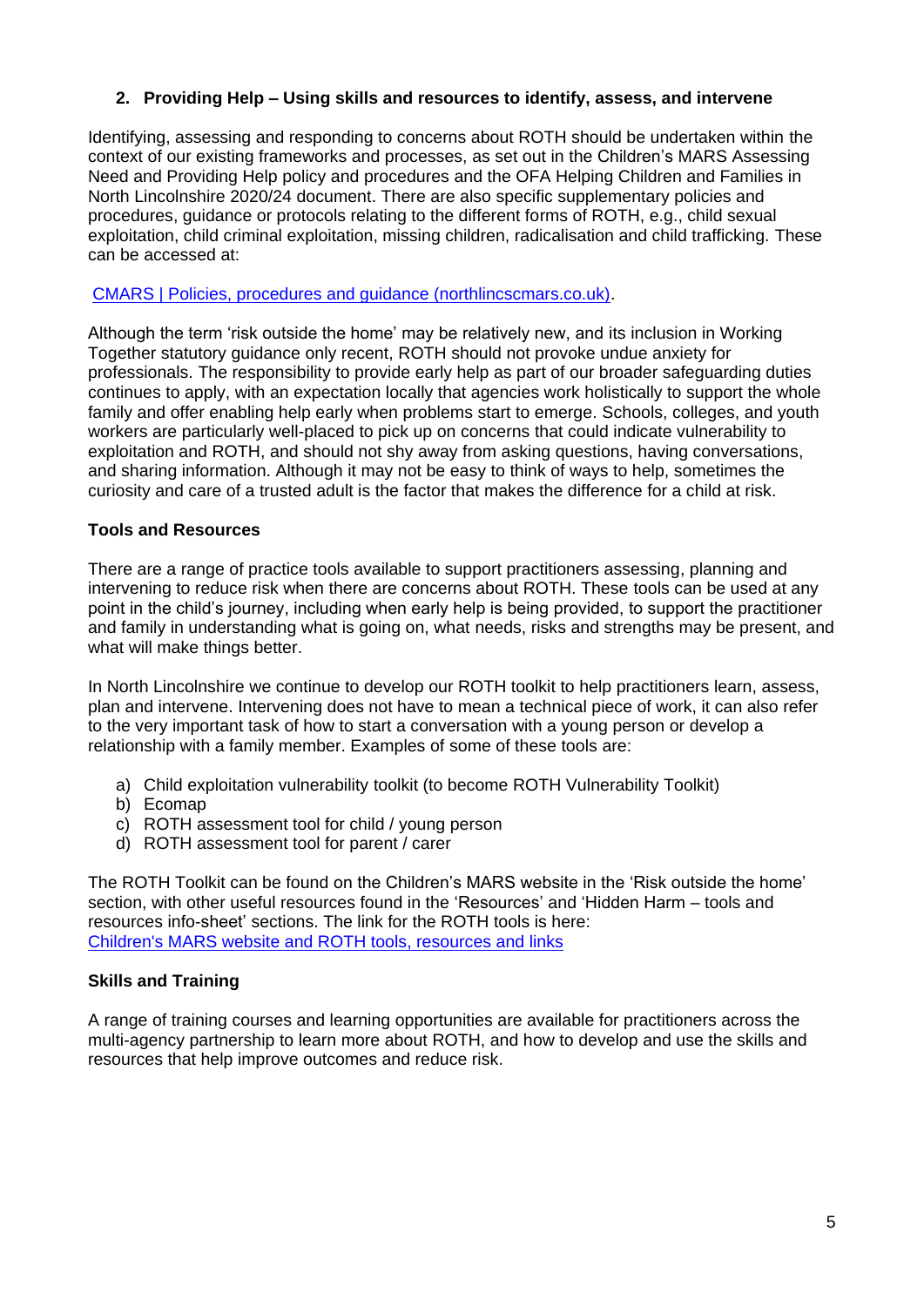## 2. Providing Help – Using skills and resources to identify, assess, and intervene

Identifying, assessing and responding to concerns about ROTH should be undertaken within the context of our existing frameworks and processes, as set out in the Children's MARS Assessing Need and Providing Help policy and procedures and the OFA Helping Children and Families in North Lincolnshire 2020/24 document. There are also specific supplementary policies and procedures, guidance or protocols relating to the different forms of ROTH, e.g., child sexual exploitation, child criminal exploitation, missing children, radicalisation and child trafficking. These can be accessed at:

CMARS | Policies, procedures and guidance (northlincscmars.co.uk).

Although the term 'risk outside the home' may be relatively new, and its inclusion in Working Together statutory guidance only recent, ROTH should not provoke undue anxiety for professionals. The responsibility to provide early help as part of our broader safeguarding duties continues to apply, with an expectation locally that agencies work holistically to support the whole family and offer enabling help early when problems start to emerge. Schools, colleges, and youth workers are particularly well-placed to pick up on concerns that could indicate vulnerability to exploitation and ROTH, and should not shy away from asking questions, having conversations, and sharing information. Although it may not be easy to think of ways to help, sometimes the curiosity and care of a trusted adult is the factor that makes the difference for a child at risk.

### Tools and Resources

There are a range of practice tools available to support practitioners assessing, planning and intervening to reduce risk when there are concerns about ROTH. These tools can be used at any point in the child's journey, including when early help is being provided, to support the practitioner and family in understanding what is going on, what needs, risks and strengths may be present, and what will make things better.

In North Lincolnshire we continue to develop our ROTH toolkit to help practitioners learn, assess, plan and intervene. Intervening does not have to mean a technical piece of work, it can also refer to the very important task of how to start a conversation with a young person or develop a relationship with a family member. Examples of some of these tools are:

a) Child exploitation vulnerability toolkit (to become ROTH Vulnerability Toolkit)
b) Ecomap
c) ROTH assessment tool for child / young person
d) ROTH assessment tool for parent / carer

The ROTH Toolkit can be found on the Children's MARS website in the 'Risk outside the home' section, with other useful resources found in the 'Resources' and 'Hidden Harm – tools and resources info-sheet' sections. The link for the ROTH tools is here: Children's MARS website and ROTH tools, resources and links

### Skills and Training

A range of training courses and learning opportunities are available for practitioners across the multi-agency partnership to learn more about ROTH, and how to develop and use the skills and resources that help improve outcomes and reduce risk.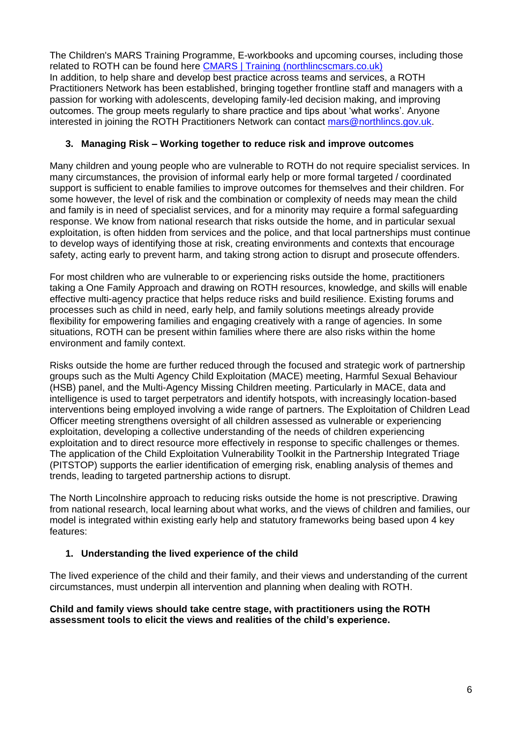The Children's MARS Training Programme, E-workbooks and upcoming courses, including those related to ROTH can be found here [CMARS | Training (northlincscmars.co.uk)](northlincscmars.co.uk)
In addition, to help share and develop best practice across teams and services, a ROTH Practitioners Network has been established, bringing together frontline staff and managers with a passion for working with adolescents, developing family-led decision making, and improving outcomes. The group meets regularly to share practice and tips about 'what works'. Anyone interested in joining the ROTH Practitioners Network can contact [mars@northlincs.gov.uk](mailto:mars@northlincs.gov.uk).

## 3. Managing Risk – Working together to reduce risk and improve outcomes

Many children and young people who are vulnerable to ROTH do not require specialist services. In many circumstances, the provision of informal early help or more formal targeted / coordinated support is sufficient to enable families to improve outcomes for themselves and their children. For some however, the level of risk and the combination or complexity of needs may mean the child and family is in need of specialist services, and for a minority may require a formal safeguarding response. We know from national research that risks outside the home, and in particular sexual exploitation, is often hidden from services and the police, and that local partnerships must continue to develop ways of identifying those at risk, creating environments and contexts that encourage safety, acting early to prevent harm, and taking strong action to disrupt and prosecute offenders.

For most children who are vulnerable to or experiencing risks outside the home, practitioners taking a One Family Approach and drawing on ROTH resources, knowledge, and skills will enable effective multi-agency practice that helps reduce risks and build resilience. Existing forums and processes such as child in need, early help, and family solutions meetings already provide flexibility for empowering families and engaging creatively with a range of agencies. In some situations, ROTH can be present within families where there are also risks within the home environment and family context.

Risks outside the home are further reduced through the focused and strategic work of partnership groups such as the Multi Agency Child Exploitation (MACE) meeting, Harmful Sexual Behaviour (HSB) panel, and the Multi-Agency Missing Children meeting. Particularly in MACE, data and intelligence is used to target perpetrators and identify hotspots, with increasingly location-based interventions being employed involving a wide range of partners. The Exploitation of Children Lead Officer meeting strengthens oversight of all children assessed as vulnerable or experiencing exploitation, developing a collective understanding of the needs of children experiencing exploitation and to direct resource more effectively in response to specific challenges or themes. The application of the Child Exploitation Vulnerability Toolkit in the Partnership Integrated Triage (PITSTOP) supports the earlier identification of emerging risk, enabling analysis of themes and trends, leading to targeted partnership actions to disrupt.

The North Lincolnshire approach to reducing risks outside the home is not prescriptive. Drawing from national research, local learning about what works, and the views of children and families, our model is integrated within existing early help and statutory frameworks being based upon 4 key features:

### 1. Understanding the lived experience of the child

The lived experience of the child and their family, and their views and understanding of the current circumstances, must underpin all intervention and planning when dealing with ROTH.

**Child and family views should take centre stage, with practitioners using the ROTH assessment tools to elicit the views and realities of the child's experience.**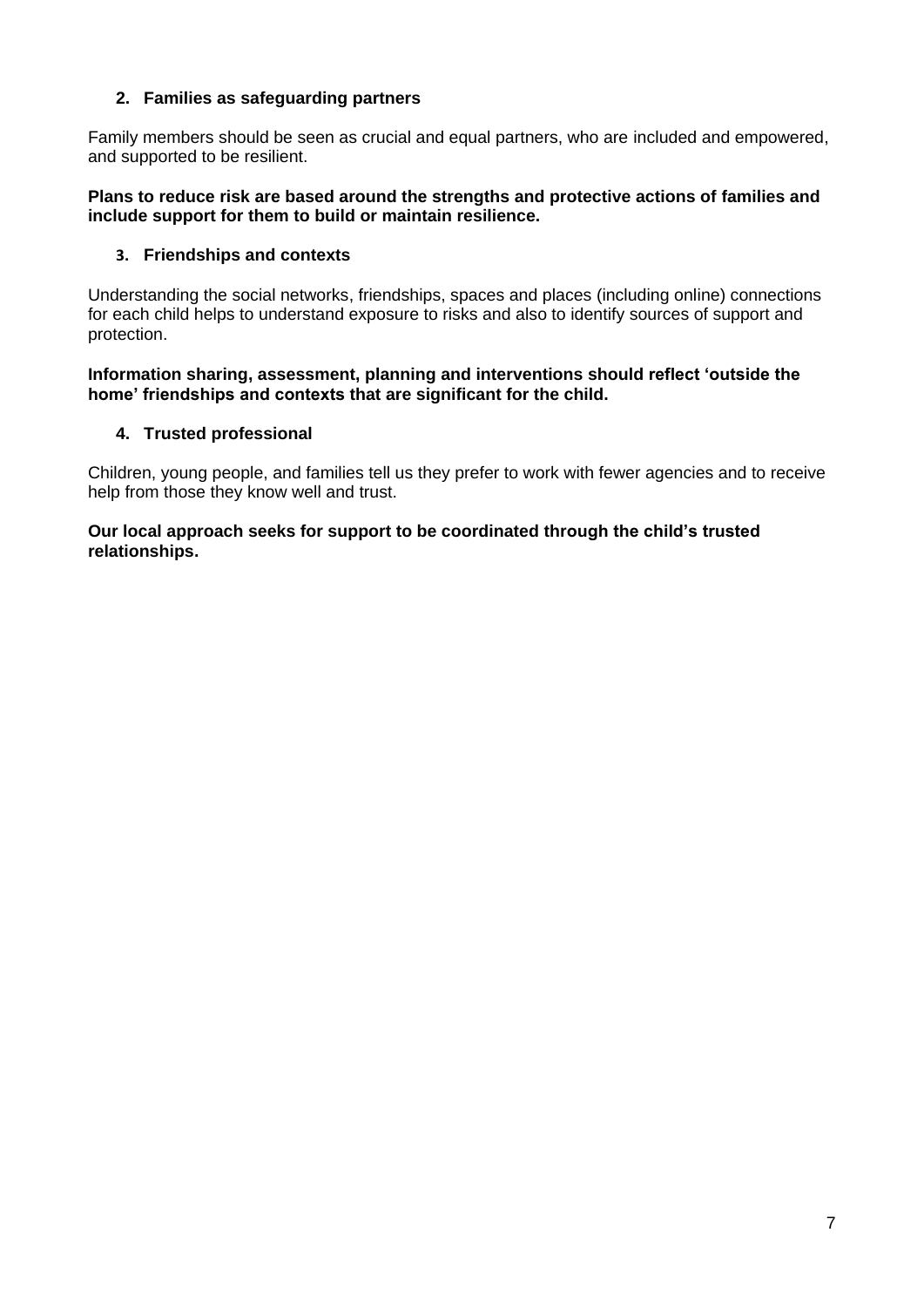### 2. Families as safeguarding partners

Family members should be seen as crucial and equal partners, who are included and empowered, and supported to be resilient.

**Plans to reduce risk are based around the strengths and protective actions of families and include support for them to build or maintain resilience.**

### 3. Friendships and contexts

Understanding the social networks, friendships, spaces and places (including online) connections for each child helps to understand exposure to risks and also to identify sources of support and protection.

**Information sharing, assessment, planning and interventions should reflect 'outside the home' friendships and contexts that are significant for the child.**

### 4. Trusted professional

Children, young people, and families tell us they prefer to work with fewer agencies and to receive help from those they know well and trust.

**Our local approach seeks for support to be coordinated through the child's trusted relationships.**